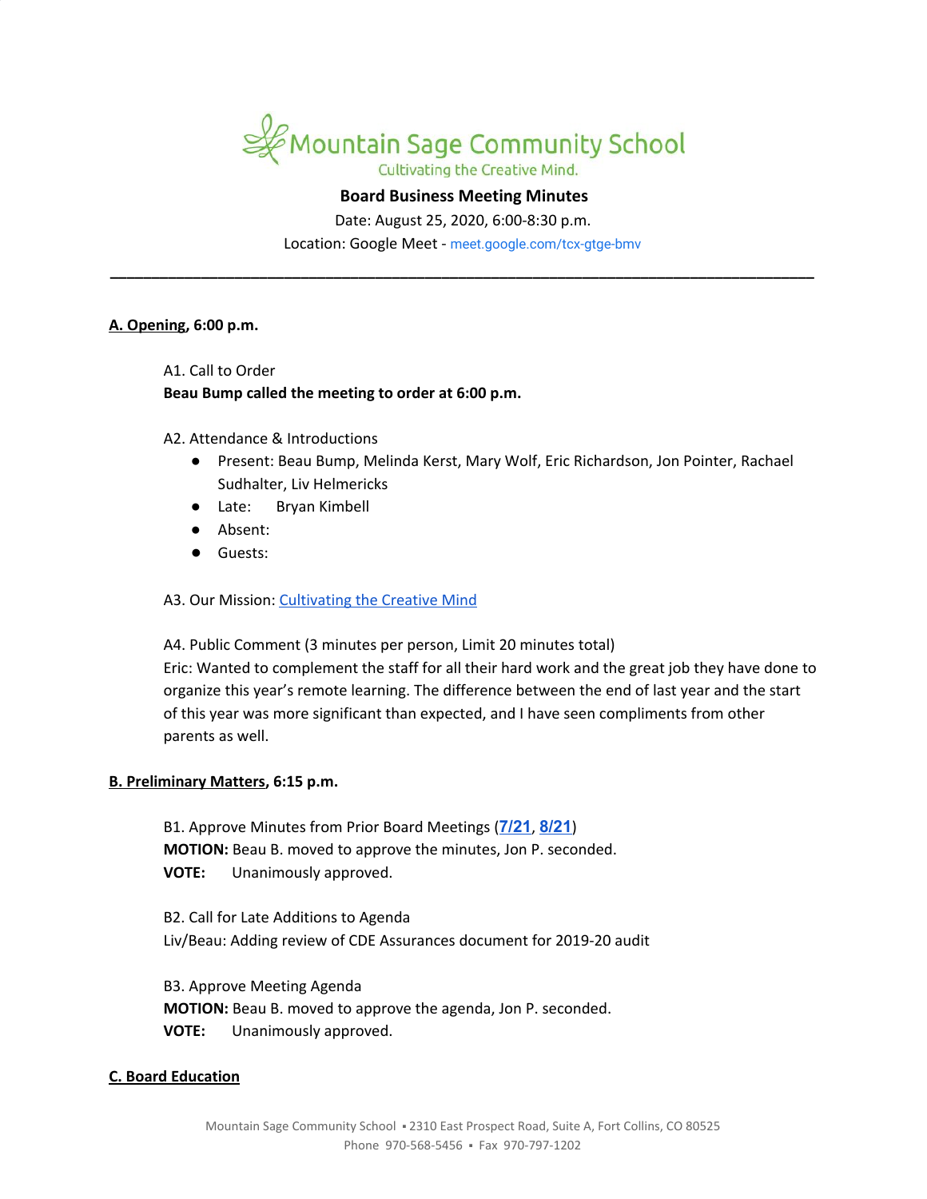# Mountain Sage Community School

Cultivating the Creative Mind.

**Board Business Meeting Minutes**

Date: August 25, 2020, 6:00-8:30 p.m.

Location: Google Meet - meet.google.com/tcx-gtge-bmv

---

## A. Opening, 6:00 p.m.

A1. Call to Order

**Beau Bump called the meeting to order at 6:00 p.m.**

A2. Attendance & Introductions

- Present: Beau Bump, Melinda Kerst, Mary Wolf, Eric Richardson, Jon Pointer, Rachael Sudhalter, Liv Helmericks
- Late: Bryan Kimbell
- Absent:
- Guests:

A3. Our Mission: Cultivating the Creative Mind

A4. Public Comment (3 minutes per person, Limit 20 minutes total)

Eric: Wanted to complement the staff for all their hard work and the great job they have done to organize this year's remote learning. The difference between the end of last year and the start of this year was more significant than expected, and I have seen compliments from other parents as well.

## B. Preliminary Matters, 6:15 p.m.

B1. Approve Minutes from Prior Board Meetings (**7/21**, **8/21**)

**MOTION:** Beau B. moved to approve the minutes, Jon P. seconded.

**VOTE:** Unanimously approved.

B2. Call for Late Additions to Agenda

Liv/Beau: Adding review of CDE Assurances document for 2019-20 audit

B3. Approve Meeting Agenda

**MOTION:** Beau B. moved to approve the agenda, Jon P. seconded.

**VOTE:** Unanimously approved.

## C. Board Education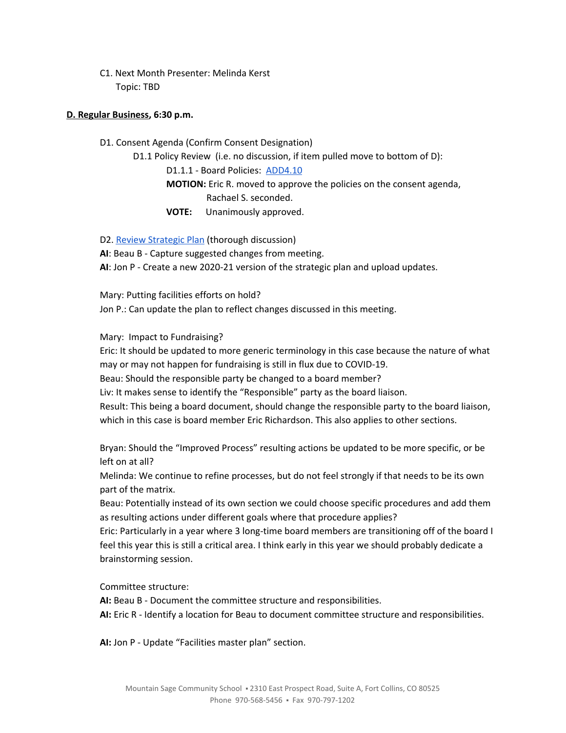C1. Next Month Presenter: Melinda Kerst
Topic: TBD

**D. Regular Business, 6:30 p.m.**

D1. Consent Agenda (Confirm Consent Designation)

D1.1 Policy Review (i.e. no discussion, if item pulled move to bottom of D):

D1.1.1 - Board Policies: [ADD4.10]

**MOTION:** Eric R. moved to approve the policies on the consent agenda, Rachael S. seconded.

**VOTE:** Unanimously approved.

D2. [Review Strategic Plan] (thorough discussion)

**AI**: Beau B - Capture suggested changes from meeting.

**AI**: Jon P - Create a new 2020-21 version of the strategic plan and upload updates.

Mary: Putting facilities efforts on hold?
Jon P.: Can update the plan to reflect changes discussed in this meeting.

Mary: Impact to Fundraising?
Eric: It should be updated to more generic terminology in this case because the nature of what may or may not happen for fundraising is still in flux due to COVID-19.
Beau: Should the responsible party be changed to a board member?
Liv: It makes sense to identify the "Responsible" party as the board liaison.
Result: This being a board document, should change the responsible party to the board liaison, which in this case is board member Eric Richardson. This also applies to other sections.

Bryan: Should the "Improved Process" resulting actions be updated to be more specific, or be left on at all?
Melinda: We continue to refine processes, but do not feel strongly if that needs to be its own part of the matrix.
Beau: Potentially instead of its own section we could choose specific procedures and add them as resulting actions under different goals where that procedure applies?
Eric: Particularly in a year where 3 long-time board members are transitioning off of the board I feel this year this is still a critical area. I think early in this year we should probably dedicate a brainstorming session.

Committee structure:

**AI:** Beau B - Document the committee structure and responsibilities.

**AI:** Eric R - Identify a location for Beau to document committee structure and responsibilities.

**AI:** Jon P - Update "Facilities master plan" section.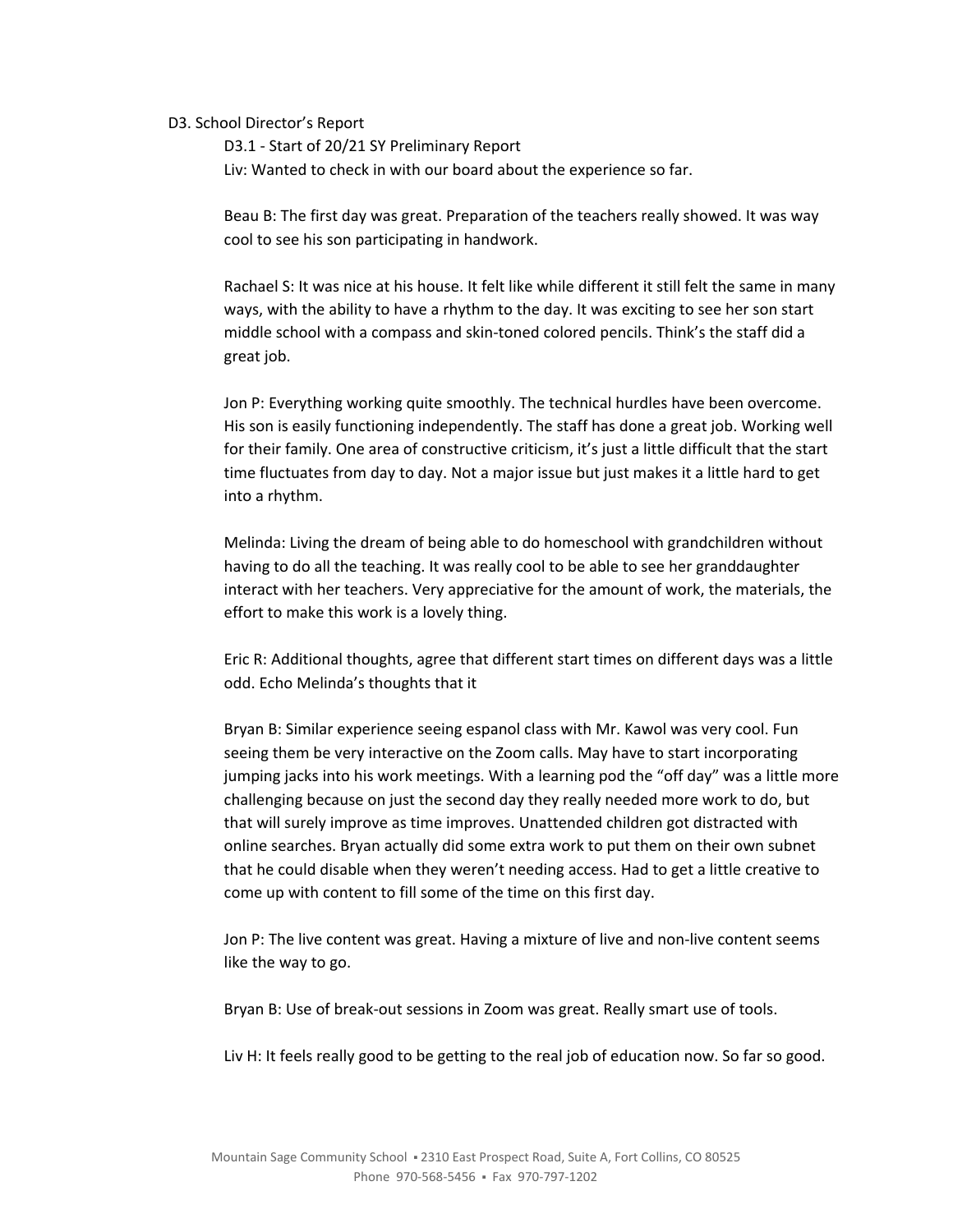D3. School Director's Report

D3.1 - Start of 20/21 SY Preliminary Report

Liv: Wanted to check in with our board about the experience so far.

Beau B: The first day was great. Preparation of the teachers really showed. It was way cool to see his son participating in handwork.

Rachael S: It was nice at his house. It felt like while different it still felt the same in many ways, with the ability to have a rhythm to the day. It was exciting to see her son start middle school with a compass and skin-toned colored pencils. Think's the staff did a great job.

Jon P: Everything working quite smoothly. The technical hurdles have been overcome. His son is easily functioning independently. The staff has done a great job. Working well for their family. One area of constructive criticism, it's just a little difficult that the start time fluctuates from day to day. Not a major issue but just makes it a little hard to get into a rhythm.

Melinda: Living the dream of being able to do homeschool with grandchildren without having to do all the teaching. It was really cool to be able to see her granddaughter interact with her teachers. Very appreciative for the amount of work, the materials, the effort to make this work is a lovely thing.

Eric R: Additional thoughts, agree that different start times on different days was a little odd. Echo Melinda's thoughts that it

Bryan B: Similar experience seeing espanol class with Mr. Kawol was very cool. Fun seeing them be very interactive on the Zoom calls. May have to start incorporating jumping jacks into his work meetings. With a learning pod the "off day" was a little more challenging because on just the second day they really needed more work to do, but that will surely improve as time improves. Unattended children got distracted with online searches. Bryan actually did some extra work to put them on their own subnet that he could disable when they weren't needing access. Had to get a little creative to come up with content to fill some of the time on this first day.

Jon P: The live content was great. Having a mixture of live and non-live content seems like the way to go.

Bryan B: Use of break-out sessions in Zoom was great. Really smart use of tools.

Liv H: It feels really good to be getting to the real job of education now. So far so good.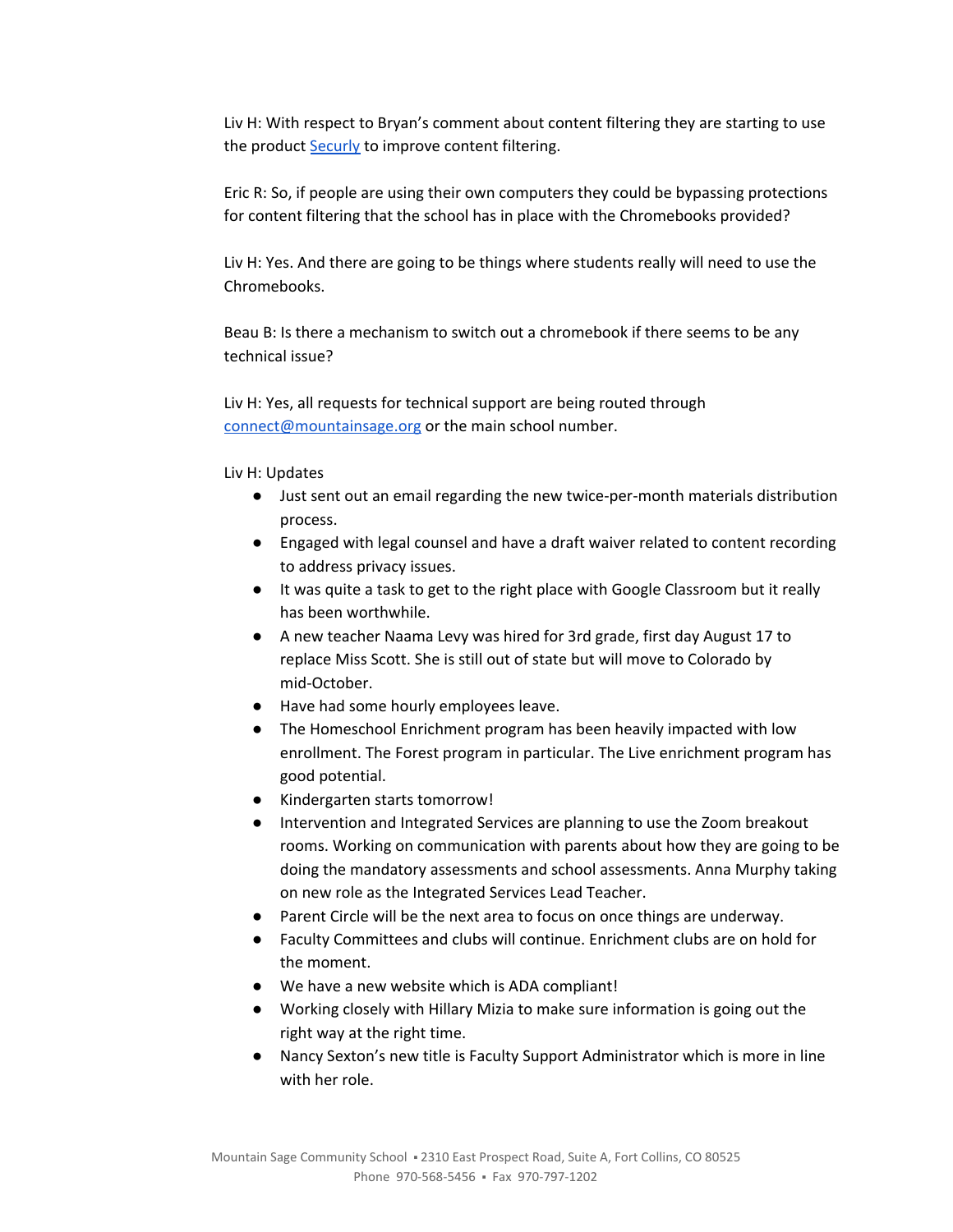Liv H: With respect to Bryan's comment about content filtering they are starting to use the product [Securly](Securly) to improve content filtering.

Eric R: So, if people are using their own computers they could be bypassing protections for content filtering that the school has in place with the Chromebooks provided?

Liv H: Yes. And there are going to be things where students really will need to use the Chromebooks.

Beau B: Is there a mechanism to switch out a chromebook if there seems to be any technical issue?

Liv H: Yes, all requests for technical support are being routed through [connect@mountainsage.org](mailto:connect@mountainsage.org) or the main school number.

Liv H: Updates

- Just sent out an email regarding the new twice-per-month materials distribution process.
- Engaged with legal counsel and have a draft waiver related to content recording to address privacy issues.
- It was quite a task to get to the right place with Google Classroom but it really has been worthwhile.
- A new teacher Naama Levy was hired for 3rd grade, first day August 17 to replace Miss Scott. She is still out of state but will move to Colorado by mid-October.
- Have had some hourly employees leave.
- The Homeschool Enrichment program has been heavily impacted with low enrollment. The Forest program in particular. The Live enrichment program has good potential.
- Kindergarten starts tomorrow!
- Intervention and Integrated Services are planning to use the Zoom breakout rooms. Working on communication with parents about how they are going to be doing the mandatory assessments and school assessments. Anna Murphy taking on new role as the Integrated Services Lead Teacher.
- Parent Circle will be the next area to focus on once things are underway.
- Faculty Committees and clubs will continue. Enrichment clubs are on hold for the moment.
- We have a new website which is ADA compliant!
- Working closely with Hillary Mizia to make sure information is going out the right way at the right time.
- Nancy Sexton's new title is Faculty Support Administrator which is more in line with her role.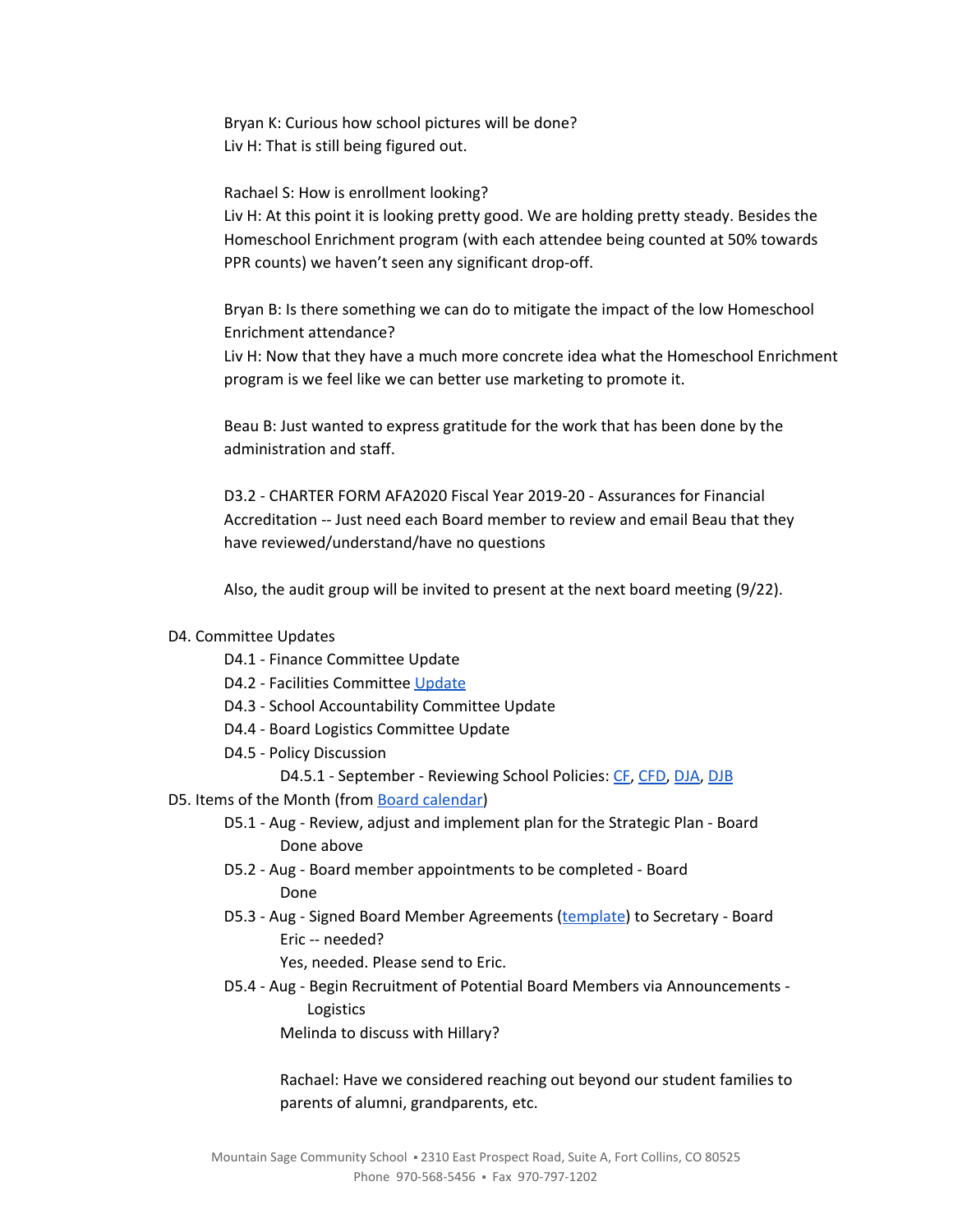Bryan K: Curious how school pictures will be done?
Liv H: That is still being figured out.

Rachael S: How is enrollment looking?
Liv H: At this point it is looking pretty good. We are holding pretty steady. Besides the Homeschool Enrichment program (with each attendee being counted at 50% towards PPR counts) we haven't seen any significant drop-off.

Bryan B: Is there something we can do to mitigate the impact of the low Homeschool Enrichment attendance?
Liv H: Now that they have a much more concrete idea what the Homeschool Enrichment program is we feel like we can better use marketing to promote it.

Beau B: Just wanted to express gratitude for the work that has been done by the administration and staff.

D3.2 - CHARTER FORM AFA2020 Fiscal Year 2019-20 - Assurances for Financial Accreditation -- Just need each Board member to review and email Beau that they have reviewed/understand/have no questions

Also, the audit group will be invited to present at the next board meeting (9/22).

- D4. Committee Updates
  - D4.1 - Finance Committee Update
  - D4.2 - Facilities Committee Update
  - D4.3 - School Accountability Committee Update
  - D4.4 - Board Logistics Committee Update
  - D4.5 - Policy Discussion
    - D4.5.1 - September - Reviewing School Policies: CF, CFD, DJA, DJB
- D5. Items of the Month (from Board calendar)
  - D5.1 - Aug - Review, adjust and implement plan for the Strategic Plan - Board
    - Done above
  - D5.2 - Aug - Board member appointments to be completed - Board
    - Done
  - D5.3 - Aug - Signed Board Member Agreements (template) to Secretary - Board
    - Eric -- needed?
    - Yes, needed. Please send to Eric.
  - D5.4 - Aug - Begin Recruitment of Potential Board Members via Announcements - Logistics
    - Melinda to discuss with Hillary?

      Rachael: Have we considered reaching out beyond our student families to parents of alumni, grandparents, etc.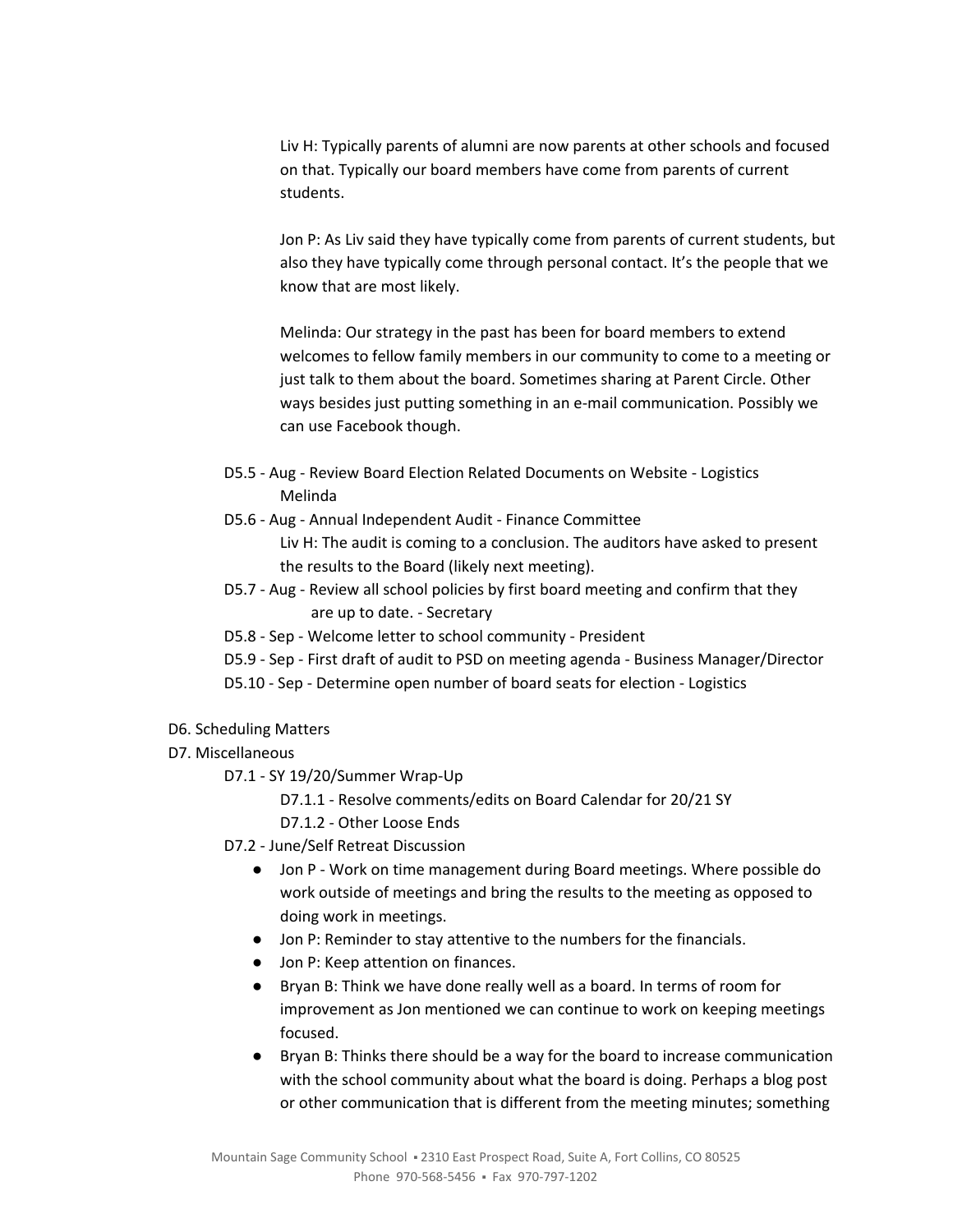Liv H: Typically parents of alumni are now parents at other schools and focused on that. Typically our board members have come from parents of current students.

Jon P: As Liv said they have typically come from parents of current students, but also they have typically come through personal contact. It's the people that we know that are most likely.

Melinda: Our strategy in the past has been for board members to extend welcomes to fellow family members in our community to come to a meeting or just talk to them about the board. Sometimes sharing at Parent Circle. Other ways besides just putting something in an e-mail communication. Possibly we can use Facebook though.

- D5.5 - Aug - Review Board Election Related Documents on Website - Logistics
  Melinda
- D5.6 - Aug - Annual Independent Audit - Finance Committee
  Liv H: The audit is coming to a conclusion. The auditors have asked to present the results to the Board (likely next meeting).
- D5.7 - Aug - Review all school policies by first board meeting and confirm that they are up to date. - Secretary
- D5.8 - Sep - Welcome letter to school community - President
- D5.9 - Sep - First draft of audit to PSD on meeting agenda - Business Manager/Director
- D5.10 - Sep - Determine open number of board seats for election - Logistics

D6. Scheduling Matters

D7. Miscellaneous

- D7.1 - SY 19/20/Summer Wrap-Up
  - D7.1.1 - Resolve comments/edits on Board Calendar for 20/21 SY
  - D7.1.2 - Other Loose Ends
- D7.2 - June/Self Retreat Discussion
  - Jon P - Work on time management during Board meetings. Where possible do work outside of meetings and bring the results to the meeting as opposed to doing work in meetings.
  - Jon P: Reminder to stay attentive to the numbers for the financials.
  - Jon P: Keep attention on finances.
  - Bryan B: Think we have done really well as a board. In terms of room for improvement as Jon mentioned we can continue to work on keeping meetings focused.
  - Bryan B: Thinks there should be a way for the board to increase communication with the school community about what the board is doing. Perhaps a blog post or other communication that is different from the meeting minutes; something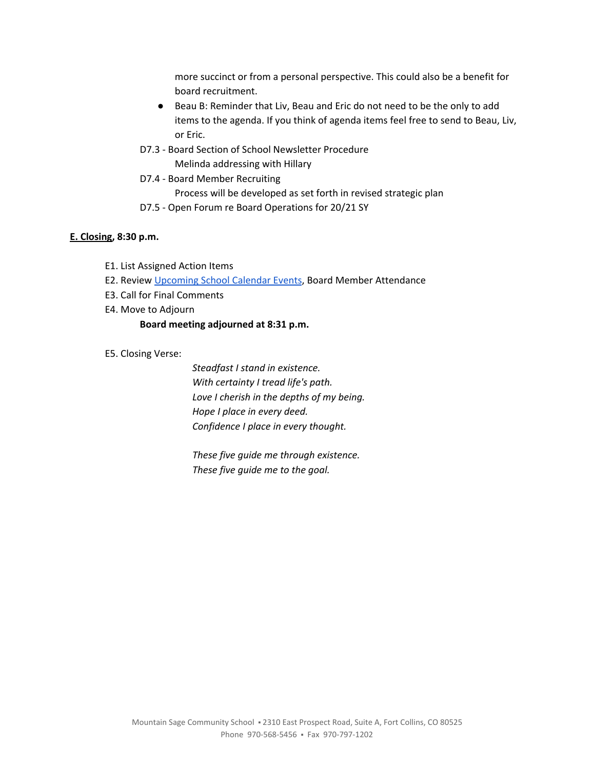more succinct or from a personal perspective. This could also be a benefit for board recruitment.

- Beau B: Reminder that Liv, Beau and Eric do not need to be the only to add items to the agenda. If you think of agenda items feel free to send to Beau, Liv, or Eric.

D7.3 - Board Section of School Newsletter Procedure

Melinda addressing with Hillary

D7.4 - Board Member Recruiting

Process will be developed as set forth in revised strategic plan

D7.5 - Open Forum re Board Operations for 20/21 SY

**E. Closing, 8:30 p.m.**

E1. List Assigned Action Items

E2. Review Upcoming School Calendar Events, Board Member Attendance

E3. Call for Final Comments

E4. Move to Adjourn

**Board meeting adjourned at 8:31 p.m.**

E5. Closing Verse:

*Steadfast I stand in existence.*
*With certainty I tread life's path.*
*Love I cherish in the depths of my being.*
*Hope I place in every deed.*
*Confidence I place in every thought.*

*These five guide me through existence.*
*These five guide me to the goal.*